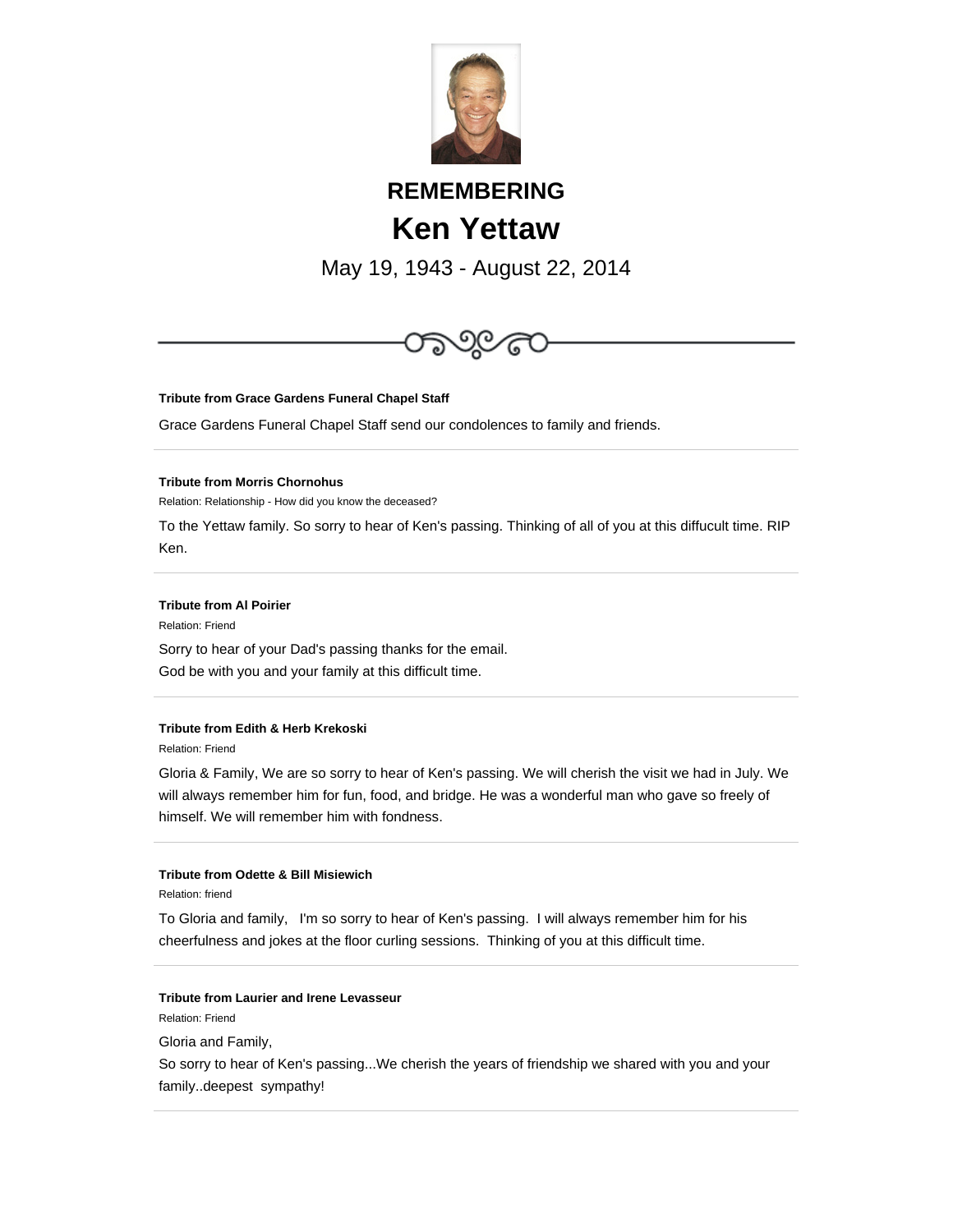# REMEMBERING

# Ken Yettaw

May 19, 1943 - August 22, 2014

---

**Tribute from Grace Gardens Funeral Chapel Staff**

Grace Gardens Funeral Chapel Staff send our condolences to family and friends.

---

**Tribute from Morris Chornohus**

Relation: Relationship - How did you know the deceased?

To the Yettaw family. So sorry to hear of Ken's passing. Thinking of all of you at this diffucult time. RIP Ken.

---

**Tribute from Al Poirier**

Relation: Friend

Sorry to hear of your Dad's passing thanks for the email.
God be with you and your family at this difficult time.

---

**Tribute from Edith & Herb Krekoski**

Relation: Friend

Gloria & Family, We are so sorry to hear of Ken's passing. We will cherish the visit we had in July. We will always remember him for fun, food, and bridge. He was a wonderful man who gave so freely of himself. We will remember him with fondness.

---

**Tribute from Odette & Bill Misiewich**

Relation: friend

To Gloria and family, I'm so sorry to hear of Ken's passing. I will always remember him for his cheerfulness and jokes at the floor curling sessions. Thinking of you at this difficult time.

---

**Tribute from Laurier and Irene Levasseur**

Relation: Friend

Gloria and Family,
So sorry to hear of Ken's passing...We cherish the years of friendship we shared with you and your family..deepest sympathy!

---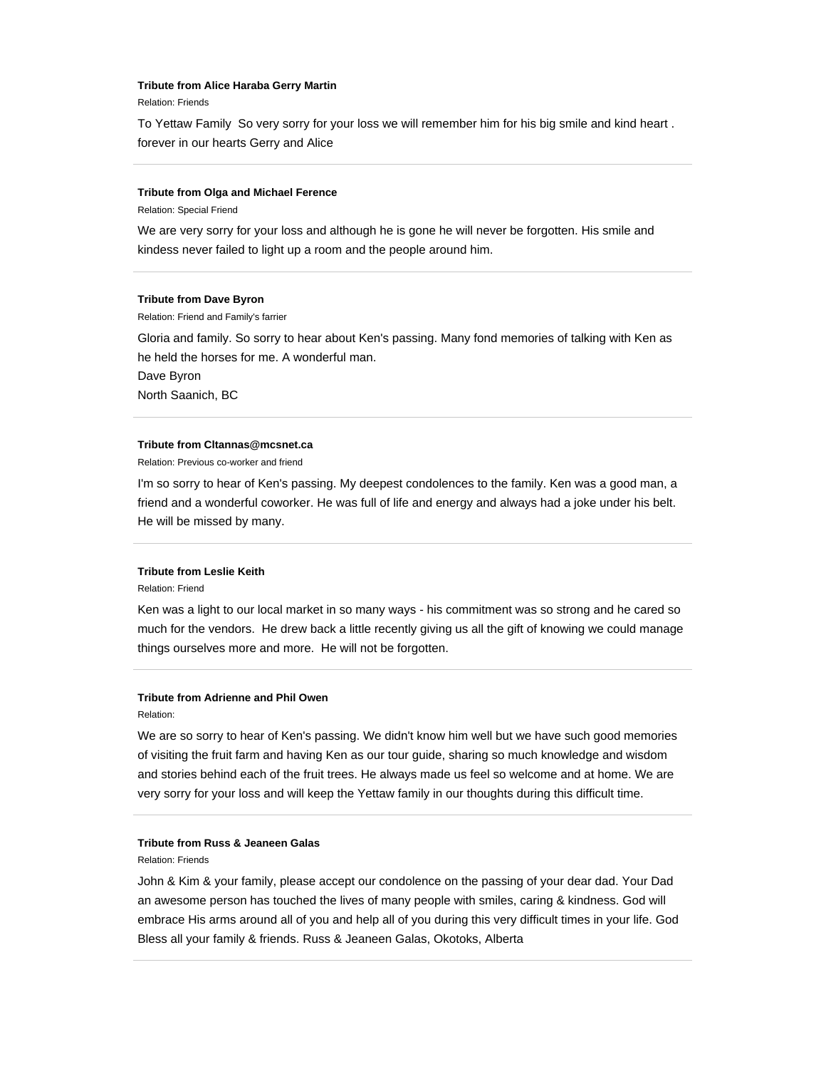**Tribute from Alice Haraba Gerry Martin**

Relation: Friends

To Yettaw Family So very sorry for your loss we will remember him for his big smile and kind heart . forever in our hearts Gerry and Alice

---

**Tribute from Olga and Michael Ference**

Relation: Special Friend

We are very sorry for your loss and although he is gone he will never be forgotten. His smile and kindness never failed to light up a room and the people around him.

---

**Tribute from Dave Byron**

Relation: Friend and Family's farrier

Gloria and family. So sorry to hear about Ken's passing. Many fond memories of talking with Ken as he held the horses for me. A wonderful man.
Dave Byron
North Saanich, BC

---

**Tribute from Cltannas@mcsnet.ca**

Relation: Previous co-worker and friend

I'm so sorry to hear of Ken's passing. My deepest condolences to the family. Ken was a good man, a friend and a wonderful coworker. He was full of life and energy and always had a joke under his belt. He will be missed by many.

---

**Tribute from Leslie Keith**

Relation: Friend

Ken was a light to our local market in so many ways - his commitment was so strong and he cared so much for the vendors. He drew back a little recently giving us all the gift of knowing we could manage things ourselves more and more. He will not be forgotten.

---

**Tribute from Adrienne and Phil Owen**

Relation:

We are so sorry to hear of Ken's passing. We didn't know him well but we have such good memories of visiting the fruit farm and having Ken as our tour guide, sharing so much knowledge and wisdom and stories behind each of the fruit trees. He always made us feel so welcome and at home. We are very sorry for your loss and will keep the Yettaw family in our thoughts during this difficult time.

---

**Tribute from Russ & Jeaneen Galas**

Relation: Friends

John & Kim & your family, please accept our condolence on the passing of your dear dad. Your Dad an awesome person has touched the lives of many people with smiles, caring & kindness. God will embrace His arms around all of you and help all of you during this very difficult times in your life. God Bless all your family & friends. Russ & Jeaneen Galas, Okotoks, Alberta

---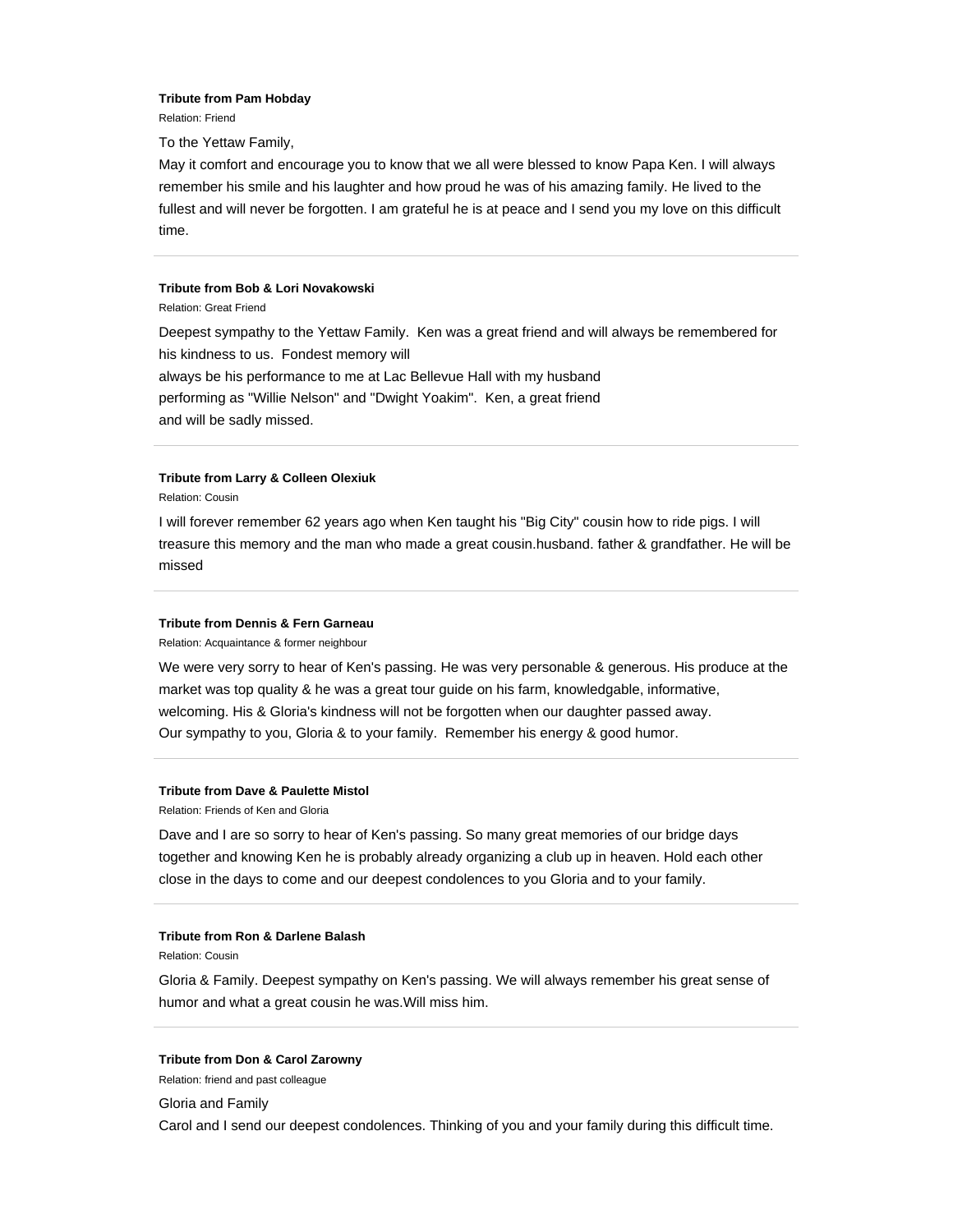**Tribute from Pam Hobday**

Relation: Friend

To the Yettaw Family,
May it comfort and encourage you to know that we all were blessed to know Papa Ken. I will always remember his smile and his laughter and how proud he was of his amazing family. He lived to the fullest and will never be forgotten. I am grateful he is at peace and I send you my love on this difficult time.

---

**Tribute from Bob & Lori Novakowski**

Relation: Great Friend

Deepest sympathy to the Yettaw Family. Ken was a great friend and will always be remembered for his kindness to us. Fondest memory will
always be his performance to me at Lac Bellevue Hall with my husband
performing as "Willie Nelson" and "Dwight Yoakim". Ken, a great friend
and will be sadly missed.

---

**Tribute from Larry & Colleen Olexiuk**

Relation: Cousin

I will forever remember 62 years ago when Ken taught his "Big City" cousin how to ride pigs. I will treasure this memory and the man who made a great cousin.husband. father & grandfather. He will be missed

---

**Tribute from Dennis & Fern Garneau**

Relation: Acquaintance & former neighbour

We were very sorry to hear of Ken's passing. He was very personable & generous. His produce at the market was top quality & he was a great tour guide on his farm, knowledgable, informative, welcoming. His & Gloria's kindness will not be forgotten when our daughter passed away.
Our sympathy to you, Gloria & to your family. Remember his energy & good humor.

---

**Tribute from Dave & Paulette Mistol**

Relation: Friends of Ken and Gloria

Dave and I are so sorry to hear of Ken's passing. So many great memories of our bridge days together and knowing Ken he is probably already organizing a club up in heaven. Hold each other close in the days to come and our deepest condolences to you Gloria and to your family.

---

**Tribute from Ron & Darlene Balash**

Relation: Cousin

Gloria & Family. Deepest sympathy on Ken's passing. We will always remember his great sense of humor and what a great cousin he was.Will miss him.

---

**Tribute from Don & Carol Zarowny**

Relation: friend and past colleague

Gloria and Family
Carol and I send our deepest condolences. Thinking of you and your family during this difficult time.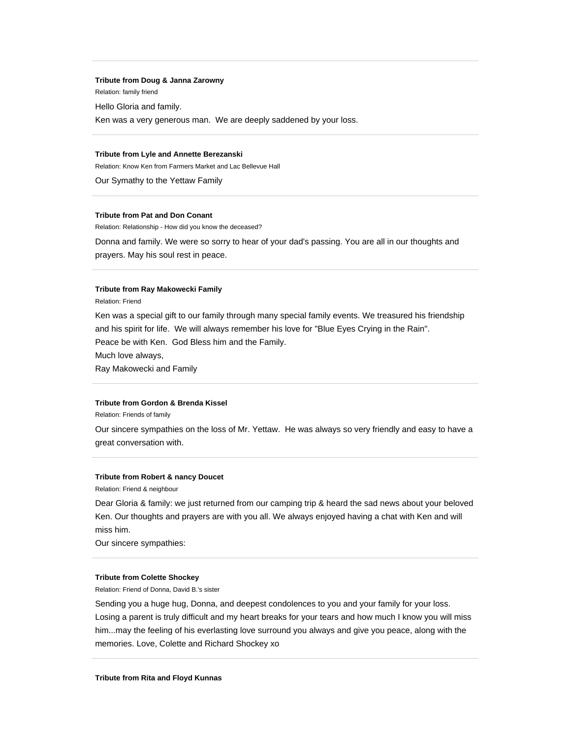---

**Tribute from Doug & Janna Zarowny**

Relation: family friend

Hello Gloria and family.

Ken was a very generous man. We are deeply saddened by your loss.

---

**Tribute from Lyle and Annette Berezanski**

Relation: Know Ken from Farmers Market and Lac Bellevue Hall

Our Symathy to the Yettaw Family

---

**Tribute from Pat and Don Conant**

Relation: Relationship - How did you know the deceased?

Donna and family. We were so sorry to hear of your dad's passing. You are all in our thoughts and prayers. May his soul rest in peace.

---

**Tribute from Ray Makowecki Family**

Relation: Friend

Ken was a special gift to our family through many special family events. We treasured his friendship and his spirit for life. We will always remember his love for "Blue Eyes Crying in the Rain".

Peace be with Ken. God Bless him and the Family.

Much love always,

Ray Makowecki and Family

---

**Tribute from Gordon & Brenda Kissel**

Relation: Friends of family

Our sincere sympathies on the loss of Mr. Yettaw. He was always so very friendly and easy to have a great conversation with.

---

**Tribute from Robert & nancy Doucet**

Relation: Friend & neighbour

Dear Gloria & family: we just returned from our camping trip & heard the sad news about your beloved Ken. Our thoughts and prayers are with you all. We always enjoyed having a chat with Ken and will miss him.

Our sincere sympathies:

---

**Tribute from Colette Shockey**

Relation: Friend of Donna, David B.'s sister

Sending you a huge hug, Donna, and deepest condolences to you and your family for your loss. Losing a parent is truly difficult and my heart breaks for your tears and how much I know you will miss him...may the feeling of his everlasting love surround you always and give you peace, along with the memories. Love, Colette and Richard Shockey xo

---

**Tribute from Rita and Floyd Kunnas**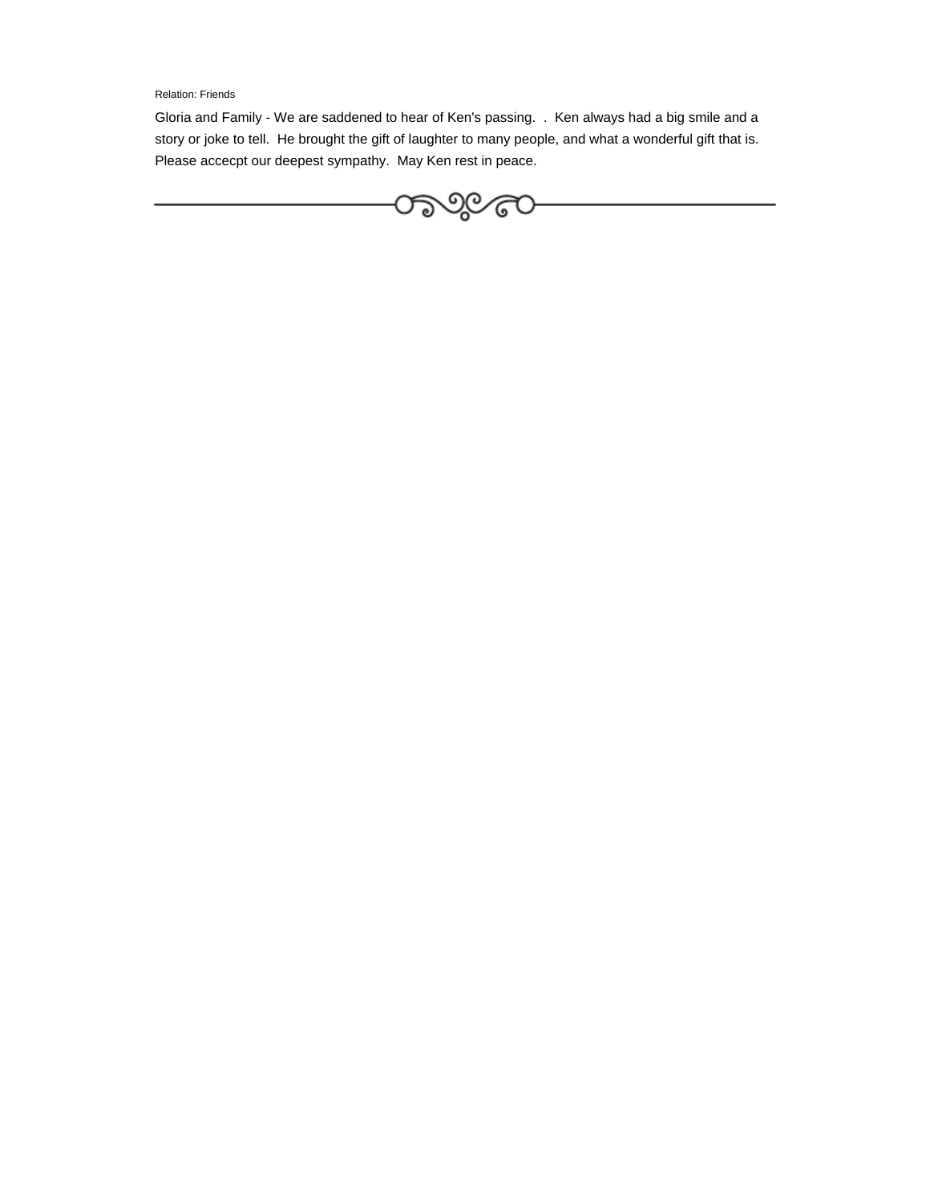Relation: Friends

Gloria and Family - We are saddened to hear of Ken's passing.  .  Ken always had a big smile and a story or joke to tell.  He brought the gift of laughter to many people, and what a wonderful gift that is.  Please accecpt our deepest sympathy.  May Ken rest in peace.